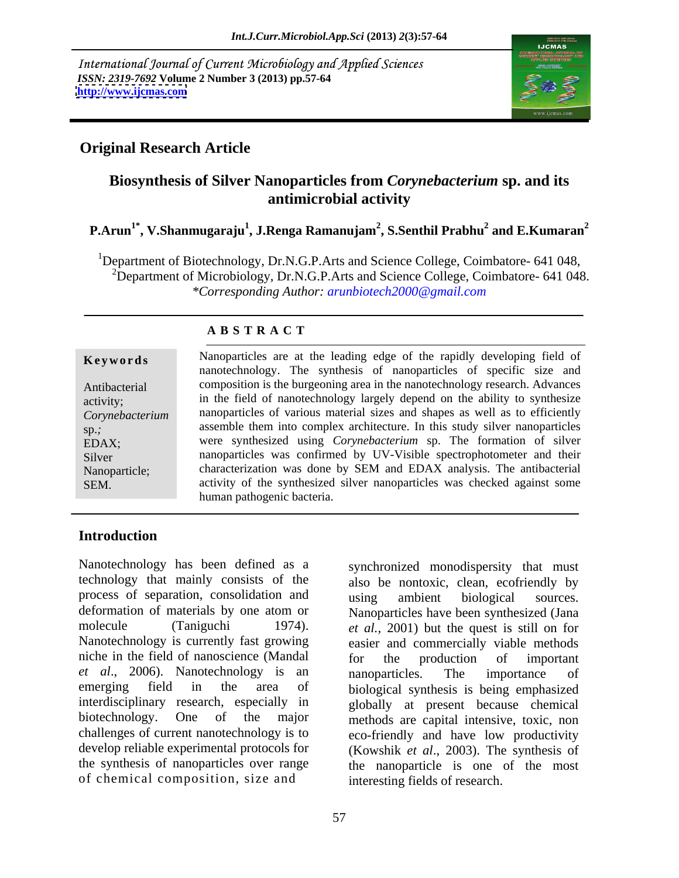International Journal of Current Microbiology and Applied Sciences
*ISSN: 2319-7692* Volume 2 Number 3 (2013) pp.57-64
http://www.ijcmas.com

## Original Research Article

# Biosynthesis of Silver Nanoparticles from *Corynebacterium* sp. and its antimicrobial activity

**P.Arun[1*], V.Shanmugaraju[1], J.Renga Ramanujam[2], S.Senthil Prabhu[2] and E.Kumaran[2]**

[1]Department of Biotechnology, Dr.N.G.P.Arts and Science College, Coimbatore- 641 048,
[2]Department of Microbiology, Dr.N.G.P.Arts and Science College, Coimbatore- 641 048.
*\*Corresponding Author: arunbiotech2000@gmail.com*

**A B S T R A C T**

**Keywords**

Antibacterial activity; *Corynebacterium* sp.; EDAX; Silver Nanoparticle; SEM.

Nanoparticles are at the leading edge of the rapidly developing field of nanotechnology. The synthesis of nanoparticles of specific size and composition is the burgeoning area in the nanotechnology research. Advances in the field of nanotechnology largely depend on the ability to synthesize nanoparticles of various material sizes and shapes as well as to efficiently assemble them into complex architecture. In this study silver nanoparticles were synthesized using *Corynebacterium* sp. The formation of silver nanoparticles was confirmed by UV-Visible spectrophotometer and their characterization was done by SEM and EDAX analysis. The antibacterial activity of the synthesized silver nanoparticles was checked against some human pathogenic bacteria.

## Introduction

Nanotechnology has been defined as a technology that mainly consists of the process of separation, consolidation and deformation of materials by one atom or molecule (Taniguchi 1974). Nanotechnology is currently fast growing niche in the field of nanoscience (Mandal *et al*., 2006). Nanotechnology is an emerging field in the area of interdisciplinary research, especially in biotechnology. One of the major challenges of current nanotechnology is to develop reliable experimental protocols for the synthesis of nanoparticles over range of chemical composition, size and synchronized monodispersity that must also be nontoxic, clean, ecofriendly by using ambient biological sources. Nanoparticles have been synthesized (Jana *et al.*, 2001) but the quest is still on for easier and commercially viable methods for the production of important nanoparticles. The importance of biological synthesis is being emphasized globally at present because chemical methods are capital intensive, toxic, non eco-friendly and have low productivity (Kowshik *et al*., 2003). The synthesis of the nanoparticle is one of the most interesting fields of research.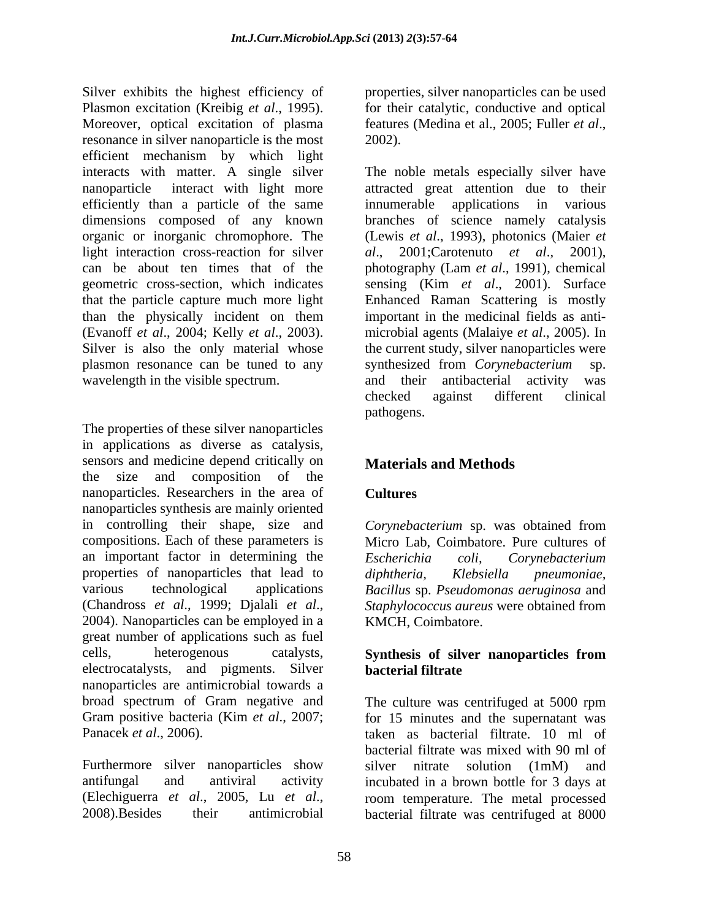Silver exhibits the highest efficiency of Plasmon excitation (Kreibig *et al*., 1995). Moreover, optical excitation of plasma resonance in silver nanoparticle is the most efficient mechanism by which light interacts with matter. A single silver nanoparticle interact with light more efficiently than a particle of the same dimensions composed of any known organic or inorganic chromophore. The light interaction cross-reaction for silver can be about ten times that of the geometric cross-section, which indicates that the particle capture much more light than the physically incident on them (Evanoff *et al*., 2004; Kelly *et al*., 2003). Silver is also the only material whose plasmon resonance can be tuned to any wavelength in the visible spectrum.

The properties of these silver nanoparticles in applications as diverse as catalysis, sensors and medicine depend critically on the size and composition of the nanoparticles. Researchers in the area of nanoparticles synthesis are mainly oriented in controlling their shape, size and compositions. Each of these parameters is an important factor in determining the properties of nanoparticles that lead to various technological applications (Chandross *et al*., 1999; Djalali *et al*., 2004). Nanoparticles can be employed in a great number of applications such as fuel cells, heterogenous catalysts, electrocatalysts, and pigments. Silver nanoparticles are antimicrobial towards a broad spectrum of Gram negative and Gram positive bacteria (Kim *et al*., 2007; Panacek *et al*., 2006).

Furthermore silver nanoparticles show antifungal and antiviral activity (Elechiguerra *et al*., 2005, Lu *et al*., 2008).Besides their antimicrobial properties, silver nanoparticles can be used for their catalytic, conductive and optical features (Medina et al., 2005; Fuller *et al*., 2002).

The noble metals especially silver have attracted great attention due to their innumerable applications in various branches of science namely catalysis (Lewis *et al*., 1993), photonics (Maier *et al*., 2001;Carotenuto *et al*., 2001), photography (Lam *et al*., 1991), chemical sensing (Kim *et al*., 2001). Surface Enhanced Raman Scattering is mostly important in the medicinal fields as anti-microbial agents (Malaiye *et al*., 2005). In the current study, silver nanoparticles were synthesized from *Corynebacterium* sp. and their antibacterial activity was checked against different clinical pathogens.

## Materials and Methods

### Cultures

*Corynebacterium* sp. was obtained from Micro Lab, Coimbatore. Pure cultures of *Escherichia coli, Corynebacterium diphtheria, Klebsiella pneumoniae, Bacillus* sp. *Pseudomonas aeruginosa* and *Staphylococcus aureus* were obtained from KMCH, Coimbatore.

### Synthesis of silver nanoparticles from bacterial filtrate

The culture was centrifuged at 5000 rpm for 15 minutes and the supernatant was taken as bacterial filtrate. 10 ml of bacterial filtrate was mixed with 90 ml of silver nitrate solution (1mM) and incubated in a brown bottle for 3 days at room temperature. The metal processed bacterial filtrate was centrifuged at 8000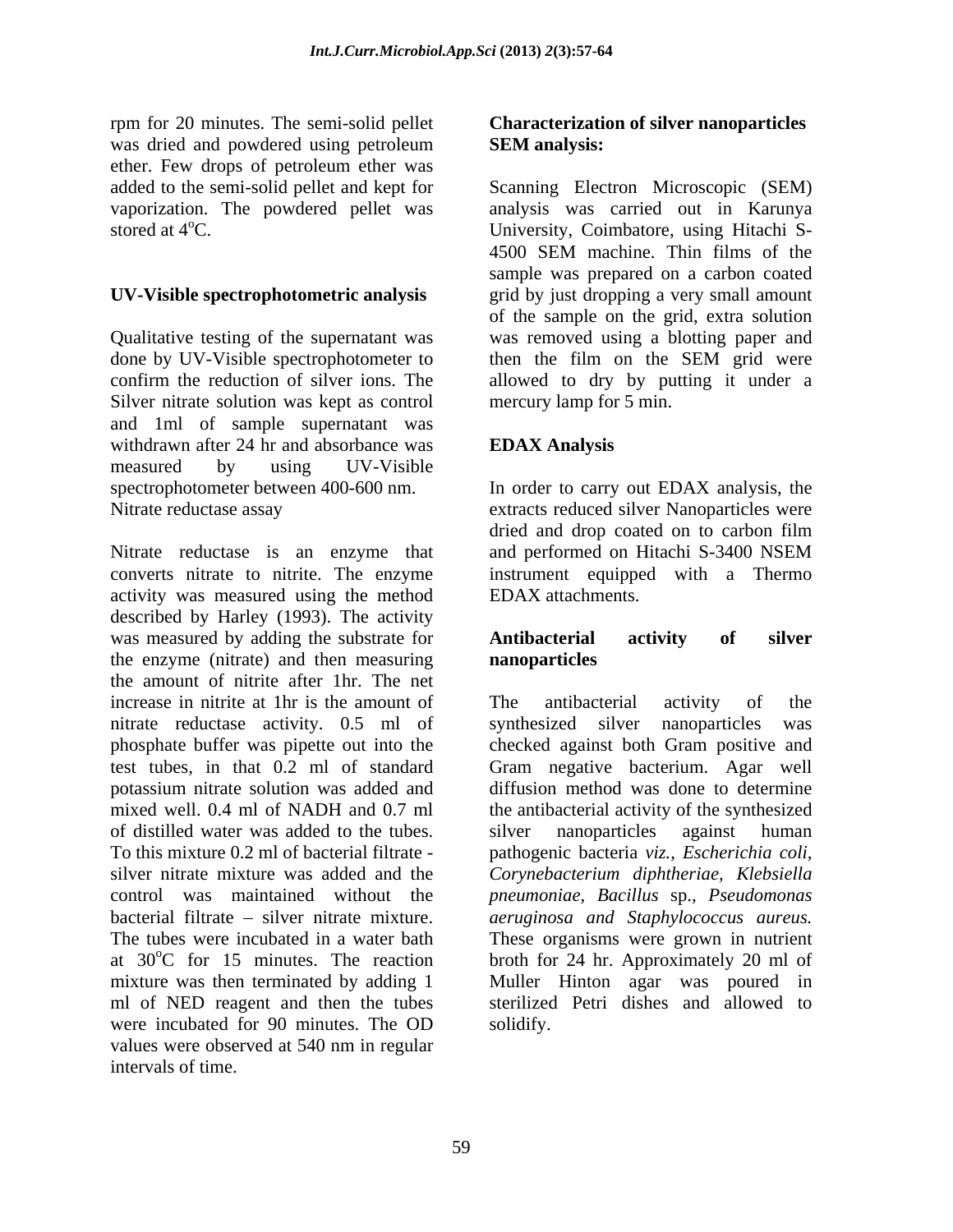rpm for 20 minutes. The semi-solid pellet was dried and powdered using petroleum ether. Few drops of petroleum ether was added to the semi-solid pellet and kept for vaporization. The powdered pellet was stored at 4°C.

**UV-Visible spectrophotometric analysis**

Qualitative testing of the supernatant was done by UV-Visible spectrophotometer to confirm the reduction of silver ions. The Silver nitrate solution was kept as control and 1ml of sample supernatant was withdrawn after 24 hr and absorbance was measured by using UV-Visible spectrophotometer between 400-600 nm.
Nitrate reductase assay

Nitrate reductase is an enzyme that converts nitrate to nitrite. The enzyme activity was measured using the method described by Harley (1993). The activity was measured by adding the substrate for the enzyme (nitrate) and then measuring the amount of nitrite after 1hr. The net increase in nitrite at 1hr is the amount of nitrate reductase activity. 0.5 ml of phosphate buffer was pipette out into the test tubes, in that 0.2 ml of standard potassium nitrate solution was added and mixed well. 0.4 ml of NADH and 0.7 ml of distilled water was added to the tubes. To this mixture 0.2 ml of bacterial filtrate - silver nitrate mixture was added and the control was maintained without the bacterial filtrate – silver nitrate mixture. The tubes were incubated in a water bath at 30°C for 15 minutes. The reaction mixture was then terminated by adding 1 ml of NED reagent and then the tubes were incubated for 90 minutes. The OD values were observed at 540 nm in regular intervals of time.

**Characterization of silver nanoparticles SEM analysis:**

Scanning Electron Microscopic (SEM) analysis was carried out in Karunya University, Coimbatore, using Hitachi S-4500 SEM machine. Thin films of the sample was prepared on a carbon coated grid by just dropping a very small amount of the sample on the grid, extra solution was removed using a blotting paper and then the film on the SEM grid were allowed to dry by putting it under a mercury lamp for 5 min.

**EDAX Analysis**

In order to carry out EDAX analysis, the extracts reduced silver Nanoparticles were dried and drop coated on to carbon film and performed on Hitachi S-3400 NSEM instrument equipped with a Thermo EDAX attachments.

**Antibacterial activity of silver nanoparticles**

The antibacterial activity of the synthesized silver nanoparticles was checked against both Gram positive and Gram negative bacterium. Agar well diffusion method was done to determine the antibacterial activity of the synthesized silver nanoparticles against human pathogenic bacteria *viz., Escherichia coli, Corynebacterium diphtheriae, Klebsiella pneumoniae, Bacillus* sp.*, Pseudomonas aeruginosa and Staphylococcus aureus.* These organisms were grown in nutrient broth for 24 hr. Approximately 20 ml of Muller Hinton agar was poured in sterilized Petri dishes and allowed to solidify.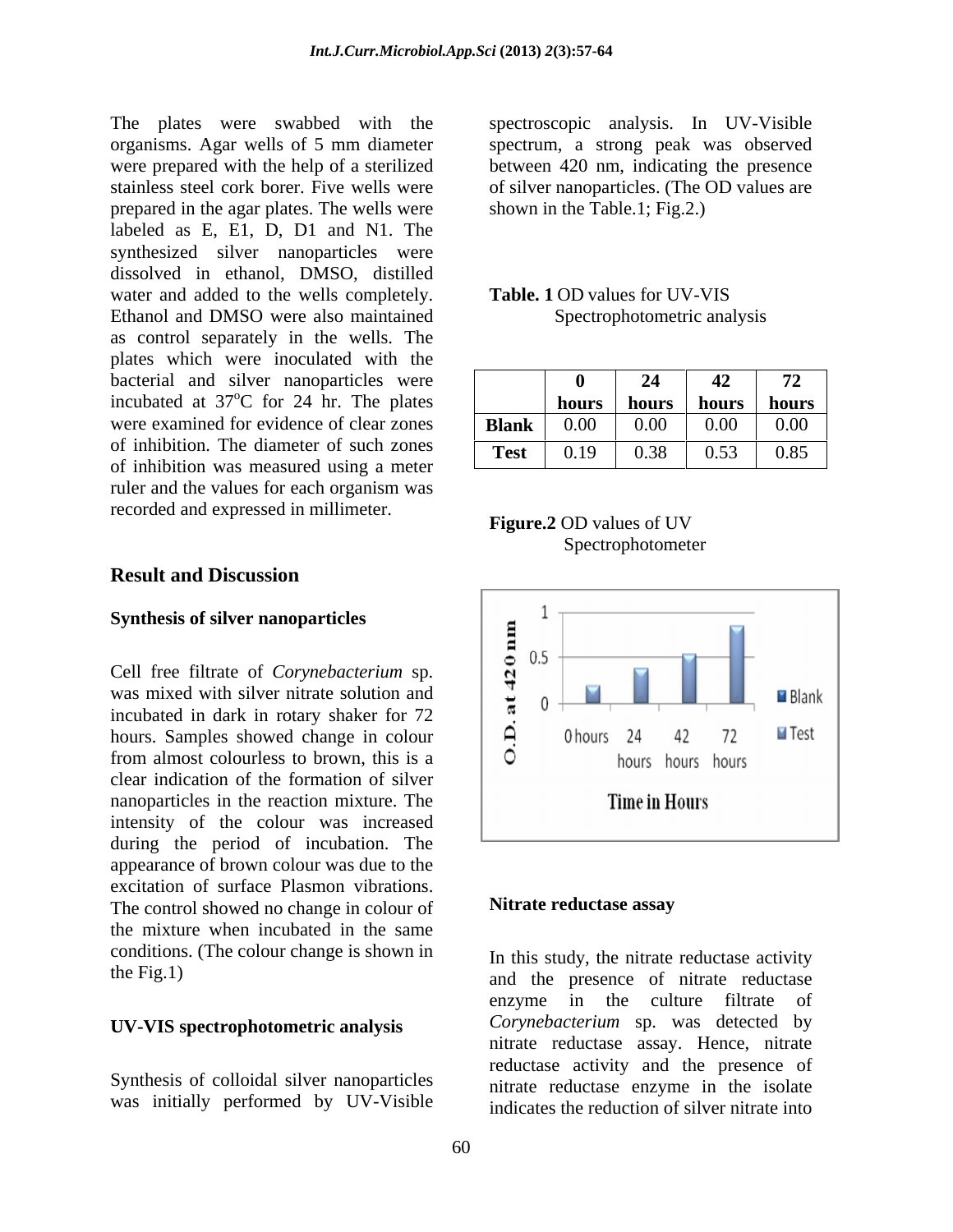The plates were swabbed with the organisms. Agar wells of 5 mm diameter were prepared with the help of a sterilized stainless steel cork borer. Five wells were prepared in the agar plates. The wells were labeled as E, E1, D, D1 and N1. The synthesized silver nanoparticles were dissolved in ethanol, DMSO, distilled water and added to the wells completely. Ethanol and DMSO were also maintained as control separately in the wells. The plates which were inoculated with the bacterial and silver nanoparticles were incubated at 37$^{o}$C for 24 hr. The plates were examined for evidence of clear zones of inhibition. The diameter of such zones of inhibition was measured using a meter ruler and the values for each organism was recorded and expressed in millimeter.

## Result and Discussion

### Synthesis of silver nanoparticles

Cell free filtrate of *Corynebacterium* sp. was mixed with silver nitrate solution and incubated in dark in rotary shaker for 72 hours. Samples showed change in colour from almost colourless to brown, this is a clear indication of the formation of silver nanoparticles in the reaction mixture. The intensity of the colour was increased during the period of incubation. The appearance of brown colour was due to the excitation of surface Plasmon vibrations. The control showed no change in colour of the mixture when incubated in the same conditions. (The colour change is shown in the Fig.1)

### UV-VIS spectrophotometric analysis

Synthesis of colloidal silver nanoparticles was initially performed by UV-Visible spectroscopic analysis. In UV-Visible spectrum, a strong peak was observed between 420 nm, indicating the presence of silver nanoparticles. (The OD values are shown in the Table.1; Fig.2.)

**Table. 1** OD values for UV-VIS Spectrophotometric analysis

| | 0 hours | 24 hours | 42 hours | 72 hours |
|---|---|---|---|---|
| **Blank** | 0.00 | 0.00 | 0.00 | 0.00 |
| **Test** | 0.19 | 0.38 | 0.53 | 0.85 |

**Figure.2** OD values of UV Spectrophotometer

### Nitrate reductase assay

In this study, the nitrate reductase activity and the presence of nitrate reductase enzyme in the culture filtrate of *Corynebacterium* sp. was detected by nitrate reductase assay. Hence, nitrate reductase activity and the presence of nitrate reductase enzyme in the isolate indicates the reduction of silver nitrate into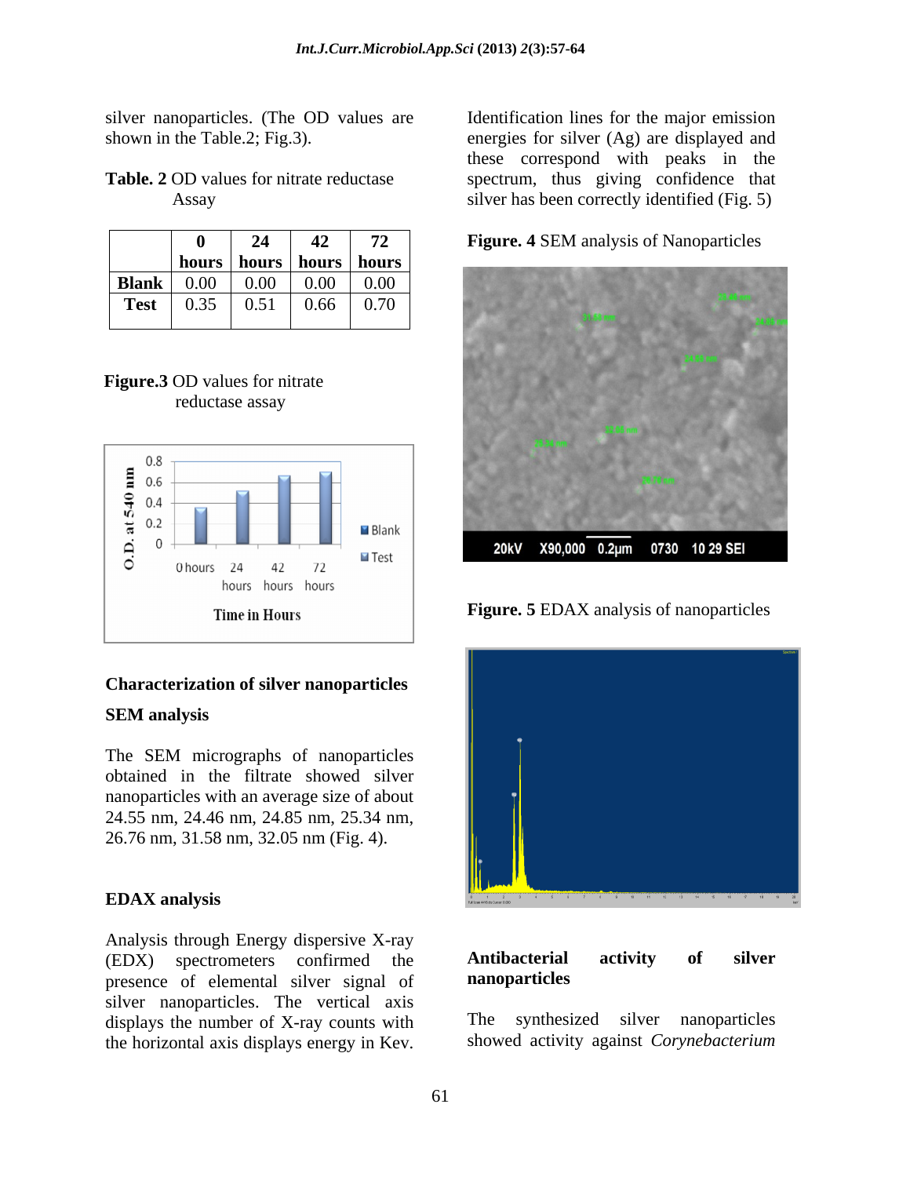silver nanoparticles. (The OD values are shown in the Table.2; Fig.3).

**Table. 2** OD values for nitrate reductase Assay

| | 0 hours | 24 hours | 42 hours | 72 hours |
|---|---|---|---|---|
| **Blank** | 0.00 | 0.00 | 0.00 | 0.00 |
| **Test** | 0.35 | 0.51 | 0.66 | 0.70 |

**Figure.3** OD values for nitrate reductase assay

## Characterization of silver nanoparticles

### SEM analysis

The SEM micrographs of nanoparticles obtained in the filtrate showed silver nanoparticles with an average size of about 24.55 nm, 24.46 nm, 24.85 nm, 25.34 nm, 26.76 nm, 31.58 nm, 32.05 nm (Fig. 4).

### EDAX analysis

Analysis through Energy dispersive X-ray (EDX) spectrometers confirmed the presence of elemental silver signal of silver nanoparticles. The vertical axis displays the number of X-ray counts with the horizontal axis displays energy in Kev. Identification lines for the major emission energies for silver (Ag) are displayed and these correspond with peaks in the spectrum, thus giving confidence that silver has been correctly identified (Fig. 5)

**Figure. 4** SEM analysis of Nanoparticles

**Figure. 5** EDAX analysis of nanoparticles

### Antibacterial activity of silver nanoparticles

The synthesized silver nanoparticles showed activity against *Corynebacterium*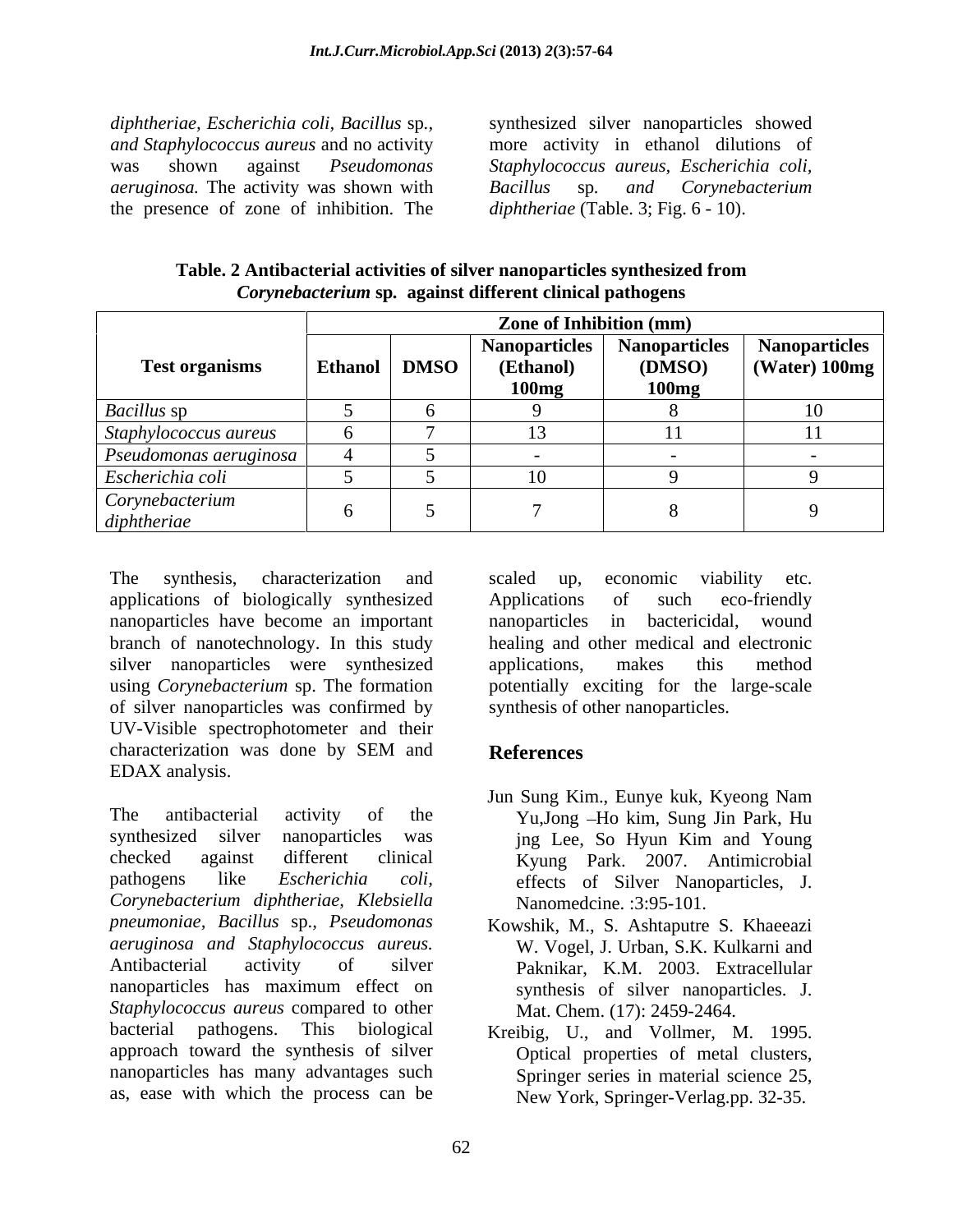*diphtheriae, Escherichia coli, Bacillus* sp., *and Staphylococcus aureus* and no activity was shown against *Pseudomonas aeruginosa.* The activity was shown with the presence of zone of inhibition. The synthesized silver nanoparticles showed more activity in ethanol dilutions of *Staphylococcus aureus, Escherichia coli, Bacillus* sp. *and Corynebacterium diphtheriae* (Table. 3; Fig. 6 - 10).

**Table. 2 Antibacterial activities of silver nanoparticles synthesized from *Corynebacterium* sp. against different clinical pathogens**

| Test organisms | Zone of Inhibition (mm) | | | | |
|---|---|---|---|---|---|
| | Ethanol | DMSO | Nanoparticles (Ethanol) 100mg | Nanoparticles (DMSO) 100mg | Nanoparticles (Water) 100mg |
| *Bacillus* sp | 5 | 6 | 9 | 8 | 10 |
| *Staphylococcus aureus* | 6 | 7 | 13 | 11 | 11 |
| *Pseudomonas aeruginosa* | 4 | 5 | - | - | - |
| *Escherichia coli* | 5 | 5 | 10 | 9 | 9 |
| *Corynebacterium diphtheriae* | 6 | 5 | 7 | 8 | 9 |

The synthesis, characterization and applications of biologically synthesized nanoparticles have become an important branch of nanotechnology. In this study silver nanoparticles were synthesized using *Corynebacterium* sp. The formation of silver nanoparticles was confirmed by UV-Visible spectrophotometer and their characterization was done by SEM and EDAX analysis.

The antibacterial activity of the synthesized silver nanoparticles was checked against different clinical pathogens like *Escherichia coli, Corynebacterium diphtheriae, Klebsiella pneumoniae, Bacillus* sp., *Pseudomonas aeruginosa and Staphylococcus aureus.* Antibacterial activity of silver nanoparticles has maximum effect on *Staphylococcus aureus* compared to other bacterial pathogens. This biological approach toward the synthesis of silver nanoparticles has many advantages such as, ease with which the process can be scaled up, economic viability etc. Applications of such eco-friendly nanoparticles in bactericidal, wound healing and other medical and electronic applications, makes this method potentially exciting for the large-scale synthesis of other nanoparticles.

## References

Jun Sung Kim., Eunye kuk, Kyeong Nam Yu,Jong –Ho kim, Sung Jin Park, Hu jng Lee, So Hyun Kim and Young Kyung Park. 2007. Antimicrobial effects of Silver Nanoparticles, J. Nanomedcine. :3:95-101.

Kowshik, M., S. Ashtaputre S. Khaeeazi W. Vogel, J. Urban, S.K. Kulkarni and Paknikar, K.M. 2003. Extracellular synthesis of silver nanoparticles. J. Mat. Chem. (17): 2459-2464.

Kreibig, U., and Vollmer, M. 1995. Optical properties of metal clusters, Springer series in material science 25, New York, Springer-Verlag.pp. 32-35.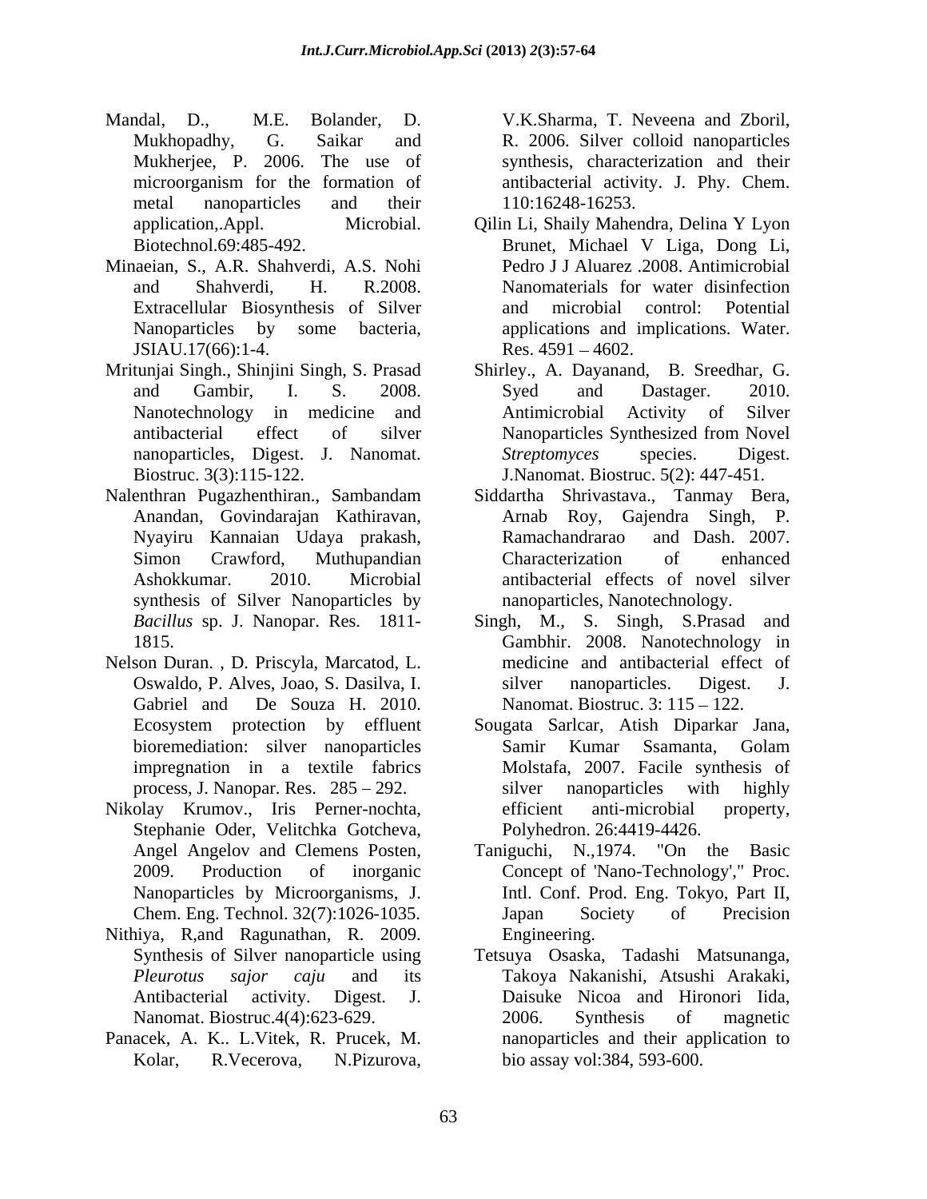Mandal, D., M.E. Bolander, D. Mukhopadhy, G. Saikar and Mukherjee, P. 2006. The use of microorganism for the formation of metal nanoparticles and their application,.Appl. Microbial. Biotechnol.69:485-492.

Minaeian, S., A.R. Shahverdi, A.S. Nohi and Shahverdi, H. R.2008. Extracellular Biosynthesis of Silver Nanoparticles by some bacteria, JSIAU.17(66):1-4.

Mritunjai Singh., Shinjini Singh, S. Prasad and Gambir, I. S. 2008. Nanotechnology in medicine and antibacterial effect of silver nanoparticles, Digest. J. Nanomat. Biostruc. 3(3):115-122.

Nalenthran Pugazhenthiran., Sambandam Anandan, Govindarajan Kathiravan, Nyayiru Kannaian Udaya prakash, Simon Crawford, Muthupandian Ashokkumar. 2010. Microbial synthesis of Silver Nanoparticles by *Bacillus* sp. J. Nanopar. Res. 1811-1815.

Nelson Duran. , D. Priscyla, Marcatod, L. Oswaldo, P. Alves, Joao, S. Dasilva, I. Gabriel and De Souza H. 2010. Ecosystem protection by effluent bioremediation: silver nanoparticles impregnation in a textile fabrics process, J. Nanopar. Res. 285 – 292.

Nikolay Krumov., Iris Perner-nochta, Stephanie Oder, Velitchka Gotcheva, Angel Angelov and Clemens Posten, 2009. Production of inorganic Nanoparticles by Microorganisms, J. Chem. Eng. Technol. 32(7):1026-1035.

Nithiya, R,and Ragunathan, R. 2009. Synthesis of Silver nanoparticle using *Pleurotus sajor caju* and its Antibacterial activity. Digest. J. Nanomat. Biostruc.4(4):623-629.

Panacek, A. K.. L.Vitek, R. Prucek, M. Kolar, R.Vecerova, N.Pizurova, V.K.Sharma, T. Neveena and Zboril, R. 2006. Silver colloid nanoparticles synthesis, characterization and their antibacterial activity. J. Phy. Chem. 110:16248-16253.

Qilin Li, Shaily Mahendra, Delina Y Lyon Brunet, Michael V Liga, Dong Li, Pedro J J Aluarez .2008. Antimicrobial Nanomaterials for water disinfection and microbial control: Potential applications and implications. Water. Res. 4591 – 4602.

Shirley., A. Dayanand, B. Sreedhar, G. Syed and Dastager. 2010. Antimicrobial Activity of Silver Nanoparticles Synthesized from Novel *Streptomyces* species. Digest. J.Nanomat. Biostruc. 5(2): 447-451.

Siddartha Shrivastava., Tanmay Bera, Arnab Roy, Gajendra Singh, P. Ramachandrarao and Dash. 2007. Characterization of enhanced antibacterial effects of novel silver nanoparticles, Nanotechnology.

Singh, M., S. Singh, S.Prasad and Gambhir. 2008. Nanotechnology in medicine and antibacterial effect of silver nanoparticles. Digest. J. Nanomat. Biostruc. 3: 115 – 122.

Sougata Sarlcar, Atish Diparkar Jana, Samir Kumar Ssamanta, Golam Molstafa, 2007. Facile synthesis of silver nanoparticles with highly efficient anti-microbial property, Polyhedron. 26:4419-4426.

Taniguchi, N.,1974. "On the Basic Concept of 'Nano-Technology'," Proc. Intl. Conf. Prod. Eng. Tokyo, Part II, Japan Society of Precision Engineering.

Tetsuya Osaska, Tadashi Matsunanga, Takoya Nakanishi, Atsushi Arakaki, Daisuke Nicoa and Hironori Iida, 2006. Synthesis of magnetic nanoparticles and their application to bio assay vol:384, 593-600.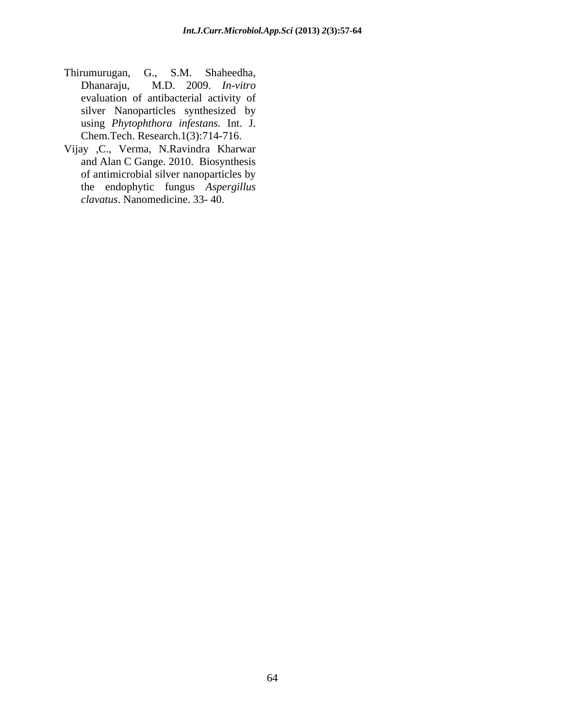Thirumurugan, G., S.M. Shaheedha, Dhanaraju, M.D. 2009. *In-vitro* evaluation of antibacterial activity of silver Nanoparticles synthesized by using *Phytophthora infestans*. Int. J. Chem.Tech. Research.1(3):714-716.

Vijay ,C., Verma, N.Ravindra Kharwar and Alan C Gange. 2010. Biosynthesis of antimicrobial silver nanoparticles by the endophytic fungus *Aspergillus clavatus*. Nanomedicine. 33- 40.